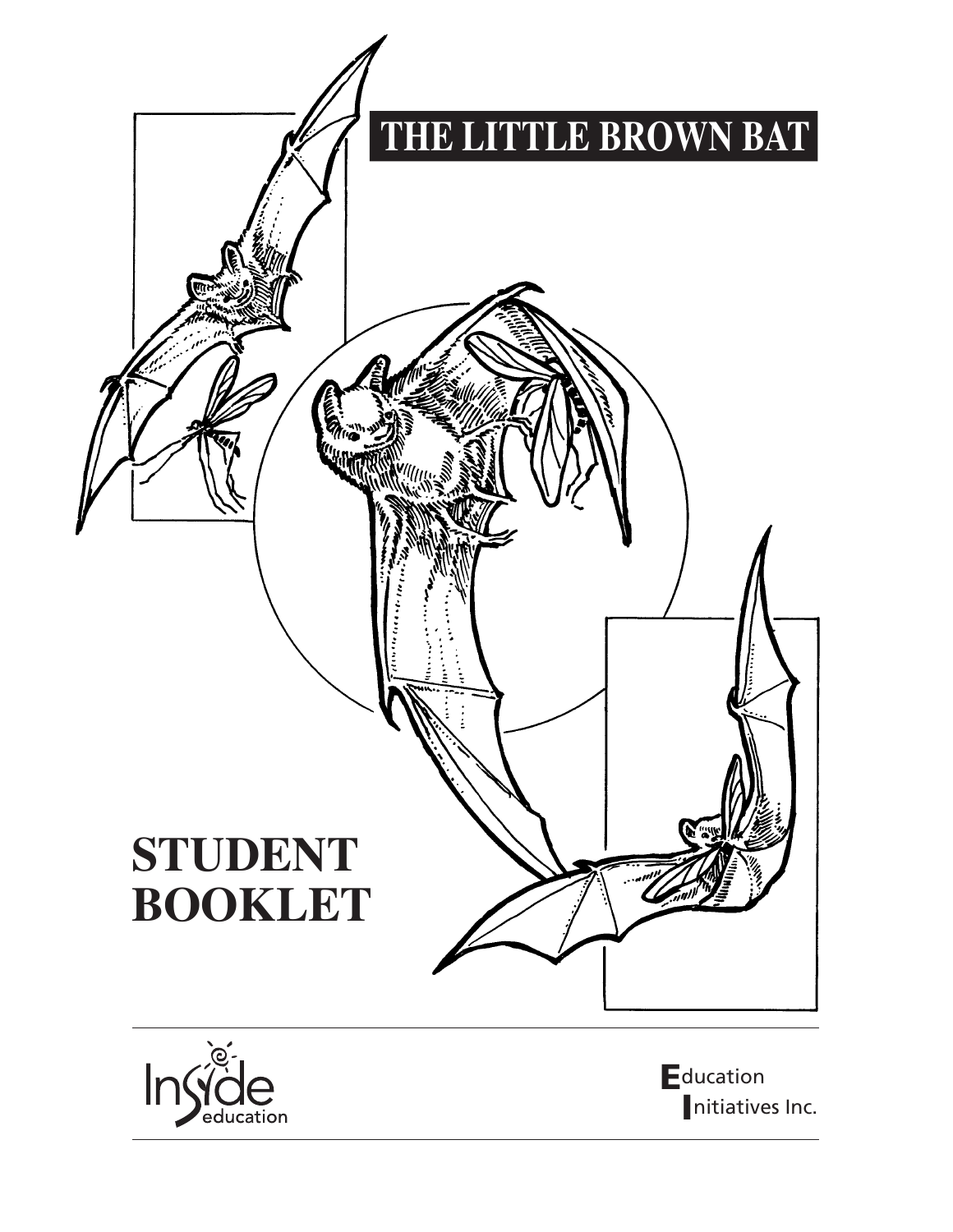# THE LITTLE BROWN BAT

# STUDENT BOOKLET

Inside education

Education Initiatives Inc.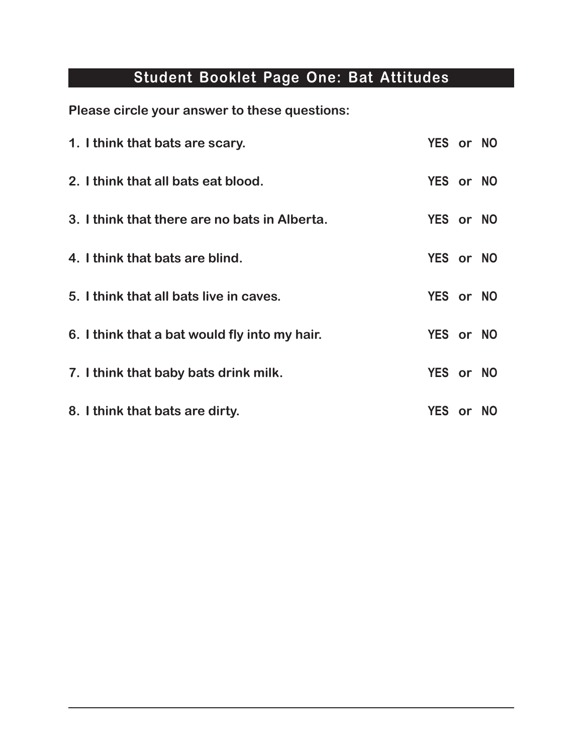## Student Booklet Page One: Bat Attitudes

**Please circle your answer to these questions:**

1. **I think that bats are scary.** **YES or NO**
2. **I think that all bats eat blood.** **YES or NO**
3. **I think that there are no bats in Alberta.** **YES or NO**
4. **I think that bats are blind.** **YES or NO**
5. **I think that all bats live in caves.** **YES or NO**
6. **I think that a bat would fly into my hair.** **YES or NO**
7. **I think that baby bats drink milk.** **YES or NO**
8. **I think that bats are dirty.** **YES or NO**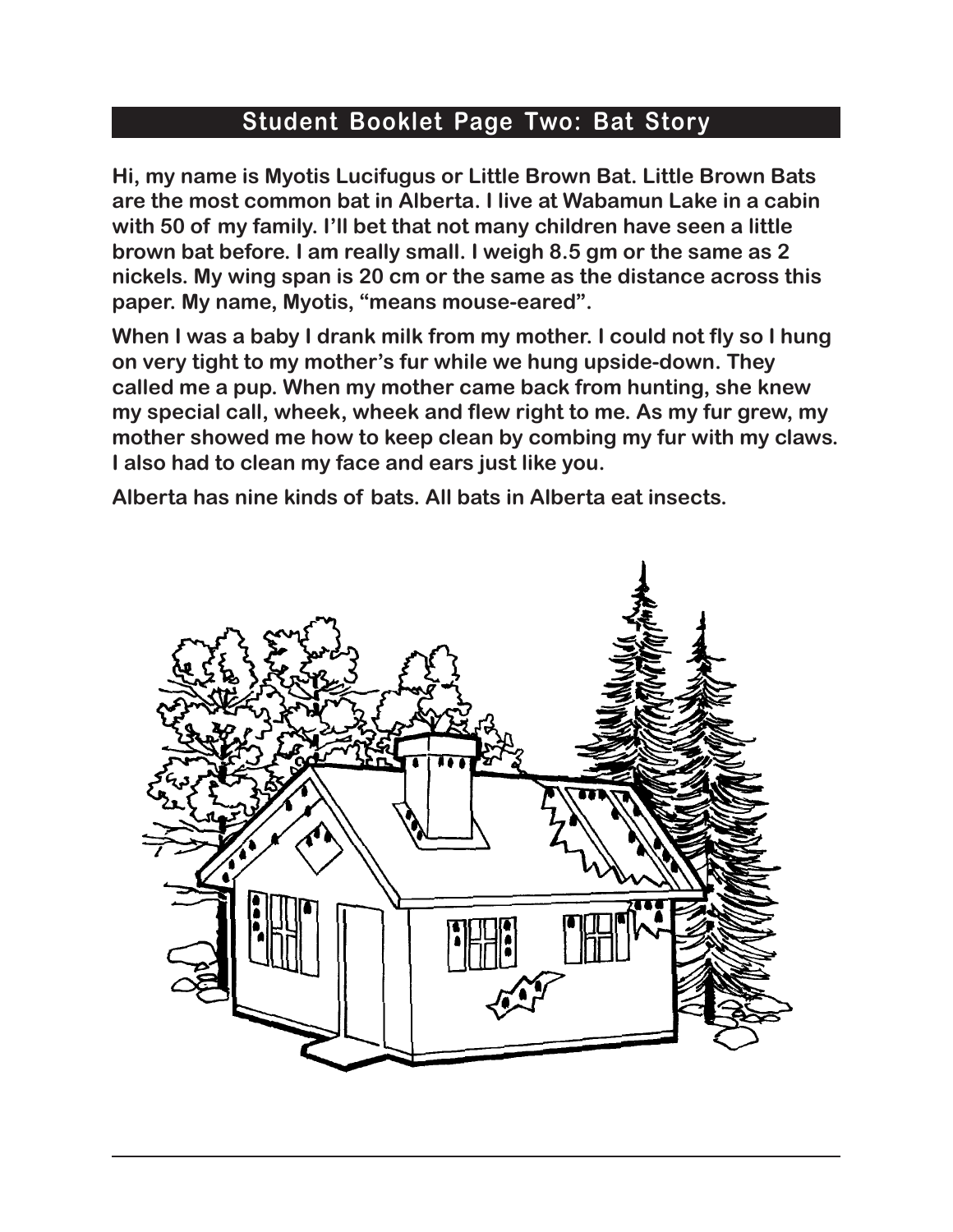## Student Booklet Page Two: Bat Story

**Hi, my name is Myotis Lucifugus or Little Brown Bat. Little Brown Bats are the most common bat in Alberta. I live at Wabamun Lake in a cabin with 50 of my family. I'll bet that not many children have seen a little brown bat before. I am really small. I weigh 8.5 gm or the same as 2 nickels. My wing span is 20 cm or the same as the distance across this paper. My name, Myotis, "means mouse-eared".**

**When I was a baby I drank milk from my mother. I could not fly so I hung on very tight to my mother's fur while we hung upside-down. They called me a pup. When my mother came back from hunting, she knew my special call, wheek, wheek and flew right to me. As my fur grew, my mother showed me how to keep clean by combing my fur with my claws. I also had to clean my face and ears just like you.**

**Alberta has nine kinds of bats. All bats in Alberta eat insects.**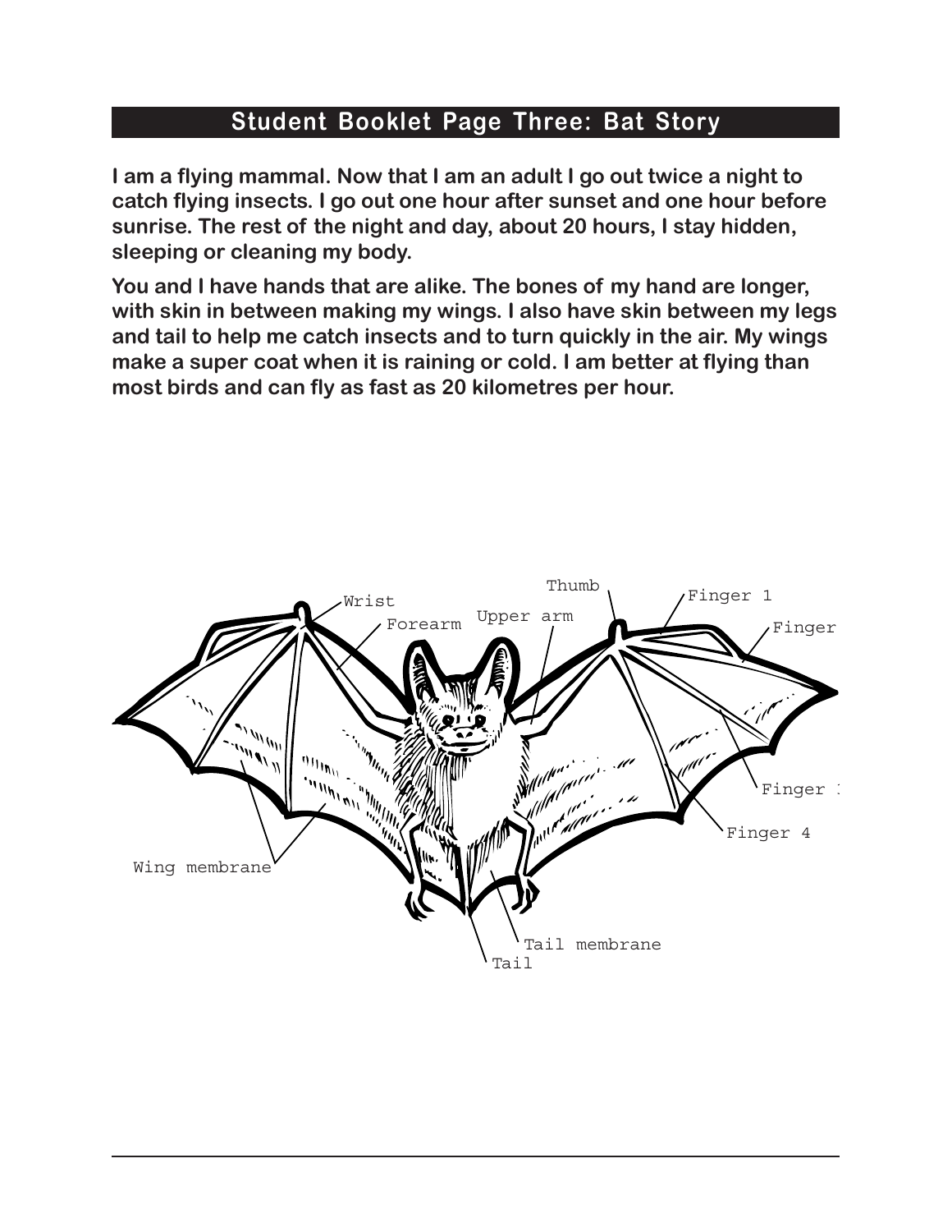## Student Booklet Page Three: Bat Story

**I am a flying mammal. Now that I am an adult I go out twice a night to catch flying insects. I go out one hour after sunset and one hour before sunrise. The rest of the night and day, about 20 hours, I stay hidden, sleeping or cleaning my body.**

**You and I have hands that are alike. The bones of my hand are longer, with skin in between making my wings. I also have skin between my legs and tail to help me catch insects and to turn quickly in the air. My wings make a super coat when it is raining or cold. I am better at flying than most birds and can fly as fast as 20 kilometres per hour.**

Wrist
Forearm
Upper arm
Thumb
Finger 1
Finger
Finger 
Finger 4
Wing membrane
Tail membrane
Tail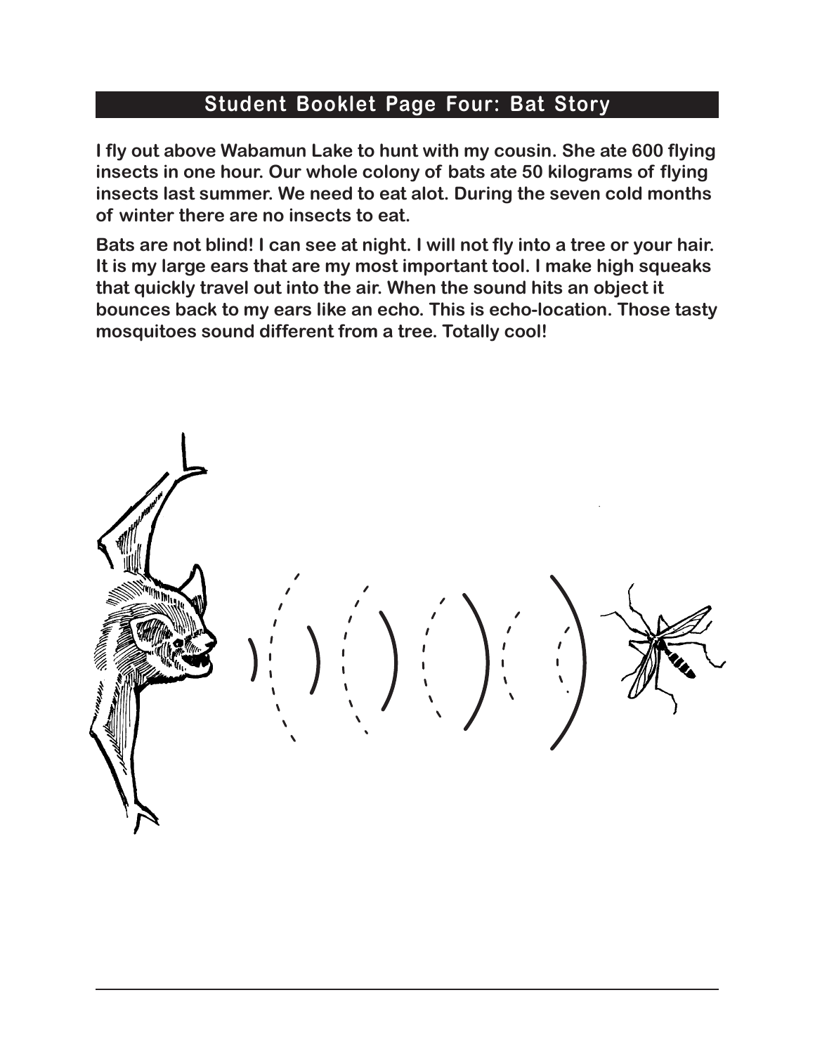## Student Booklet Page Four: Bat Story

**I fly out above Wabamun Lake to hunt with my cousin. She ate 600 flying insects in one hour. Our whole colony of bats ate 50 kilograms of flying insects last summer. We need to eat alot. During the seven cold months of winter there are no insects to eat.**

**Bats are not blind! I can see at night. I will not fly into a tree or your hair. It is my large ears that are my most important tool. I make high squeaks that quickly travel out into the air. When the sound hits an object it bounces back to my ears like an echo. This is echo-location. Those tasty mosquitoes sound different from a tree. Totally cool!**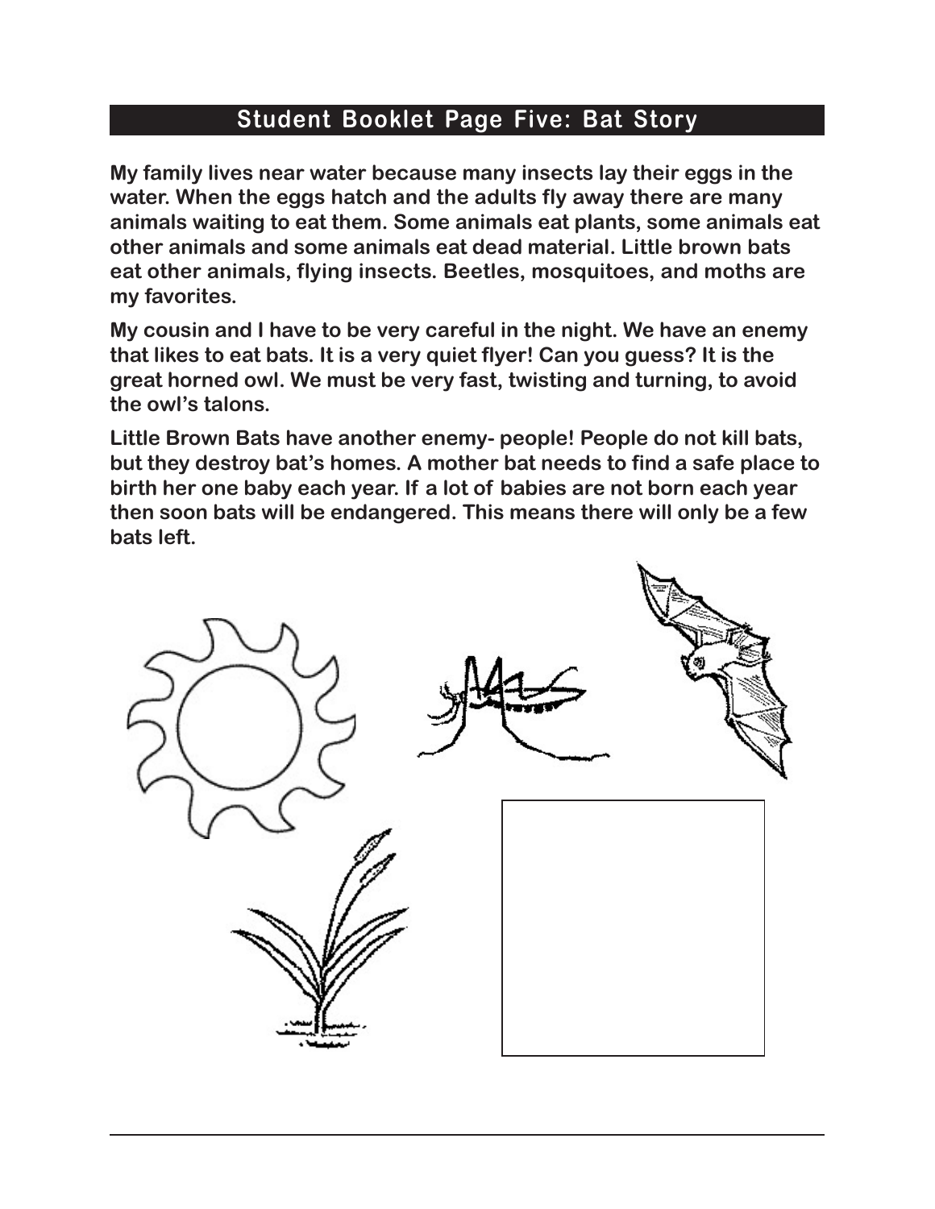## Student Booklet Page Five: Bat Story

**My family lives near water because many insects lay their eggs in the water. When the eggs hatch and the adults fly away there are many animals waiting to eat them. Some animals eat plants, some animals eat other animals and some animals eat dead material. Little brown bats eat other animals, flying insects. Beetles, mosquitoes, and moths are my favorites.**

**My cousin and I have to be very careful in the night. We have an enemy that likes to eat bats. It is a very quiet flyer! Can you guess? It is the great horned owl. We must be very fast, twisting and turning, to avoid the owl's talons.**

**Little Brown Bats have another enemy- people! People do not kill bats, but they destroy bat's homes. A mother bat needs to find a safe place to birth her one baby each year. If a lot of babies are not born each year then soon bats will be endangered. This means there will only be a few bats left.**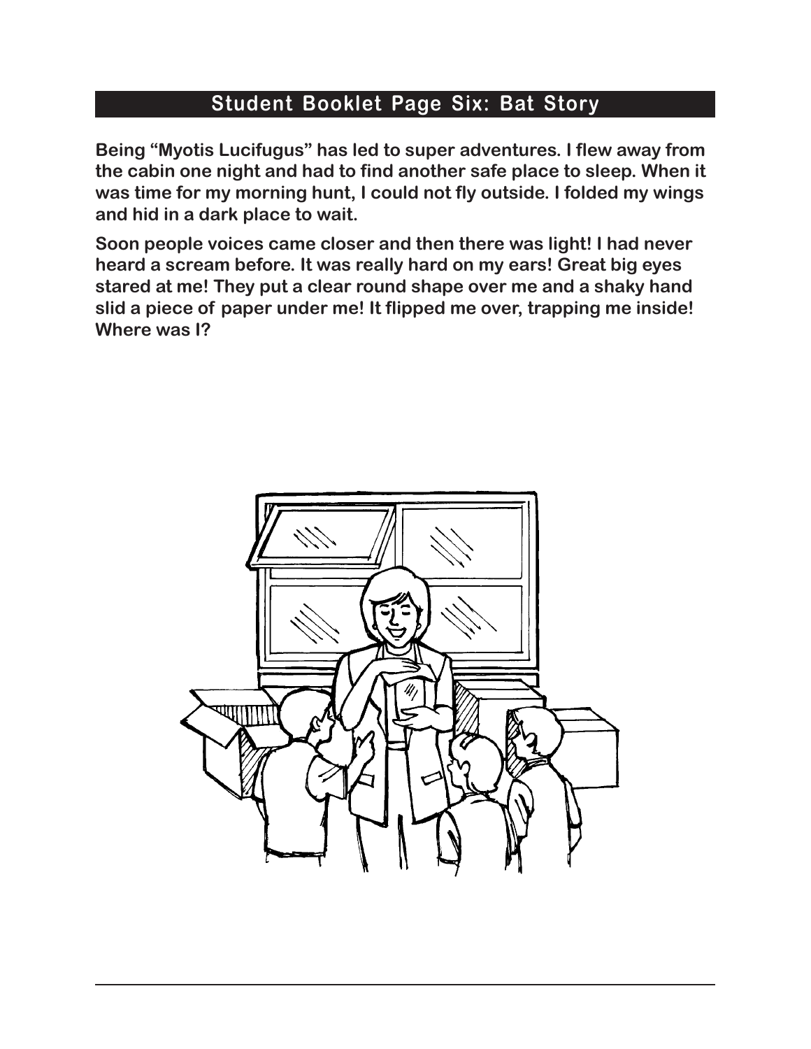## Student Booklet Page Six: Bat Story

**Being "Myotis Lucifugus" has led to super adventures. I flew away from the cabin one night and had to find another safe place to sleep. When it was time for my morning hunt, I could not fly outside. I folded my wings and hid in a dark place to wait.**

**Soon people voices came closer and then there was light! I had never heard a scream before. It was really hard on my ears! Great big eyes stared at me! They put a clear round shape over me and a shaky hand slid a piece of paper under me! It flipped me over, trapping me inside! Where was I?**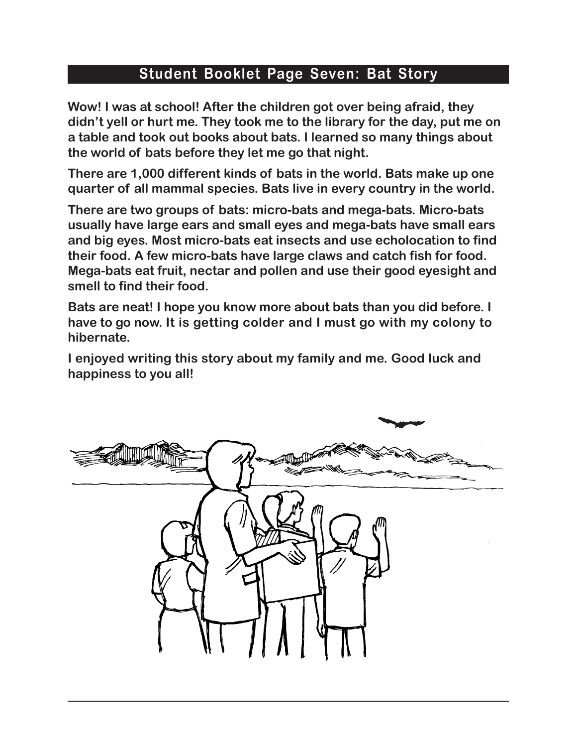## Student Booklet Page Seven: Bat Story

**Wow! I was at school! After the children got over being afraid, they didn't yell or hurt me. They took me to the library for the day, put me on a table and took out books about bats. I learned so many things about the world of bats before they let me go that night.**

**There are 1,000 different kinds of bats in the world. Bats make up one quarter of all mammal species. Bats live in every country in the world.**

**There are two groups of bats: micro-bats and mega-bats. Micro-bats usually have large ears and small eyes and mega-bats have small ears and big eyes. Most micro-bats eat insects and use echolocation to find their food. A few micro-bats have large claws and catch fish for food. Mega-bats eat fruit, nectar and pollen and use their good eyesight and smell to find their food.**

**Bats are neat! I hope you know more about bats than you did before. I have to go now. It is getting colder and I must go with my colony to hibernate.**

**I enjoyed writing this story about my family and me. Good luck and happiness to you all!**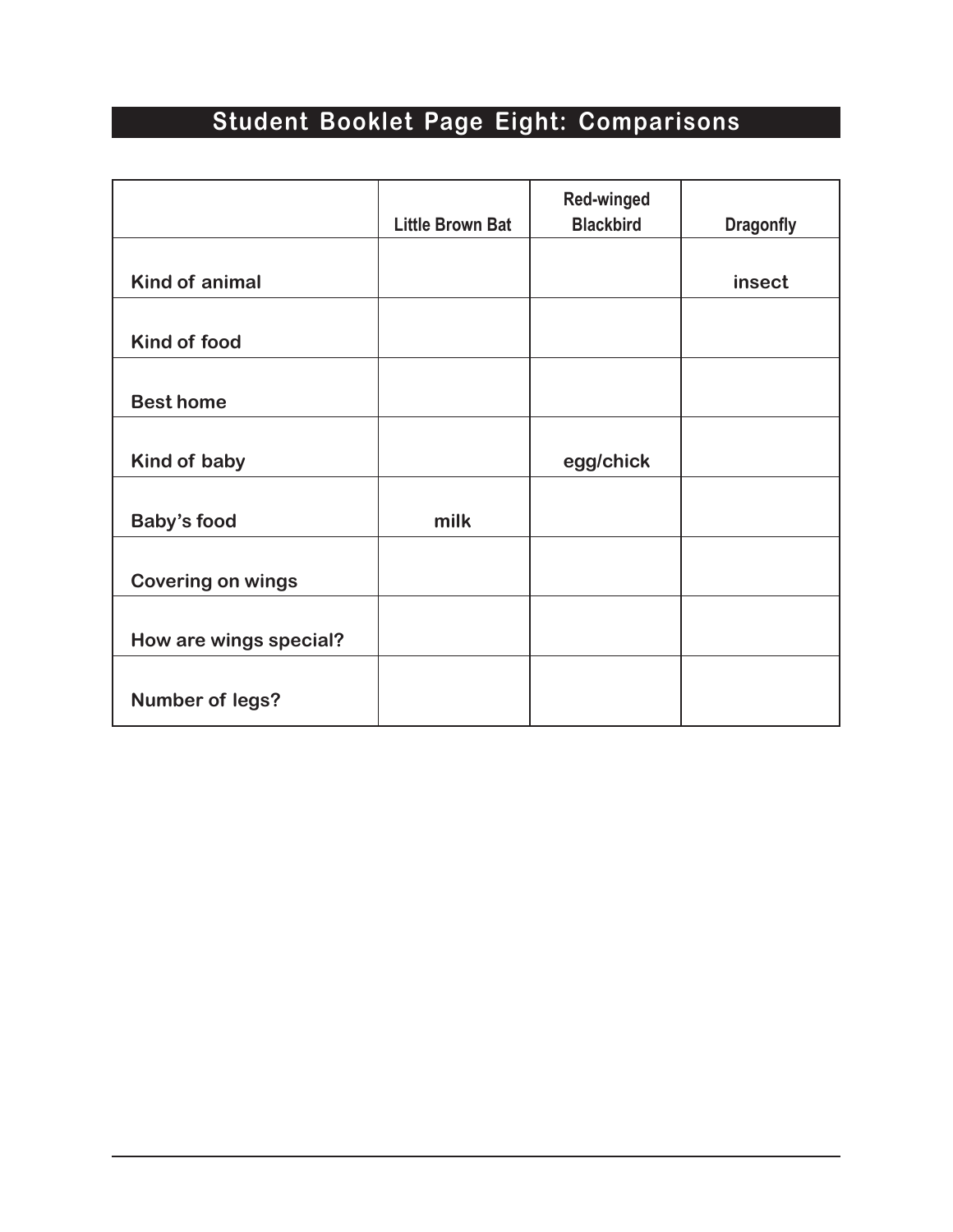## Student Booklet Page Eight: Comparisons

| | Little Brown Bat | Red-winged Blackbird | Dragonfly |
|---|---|---|---|
| Kind of animal | | | insect |
| Kind of food | | | |
| Best home | | | |
| Kind of baby | | egg/chick | |
| Baby's food | milk | | |
| Covering on wings | | | |
| How are wings special? | | | |
| Number of legs? | | | |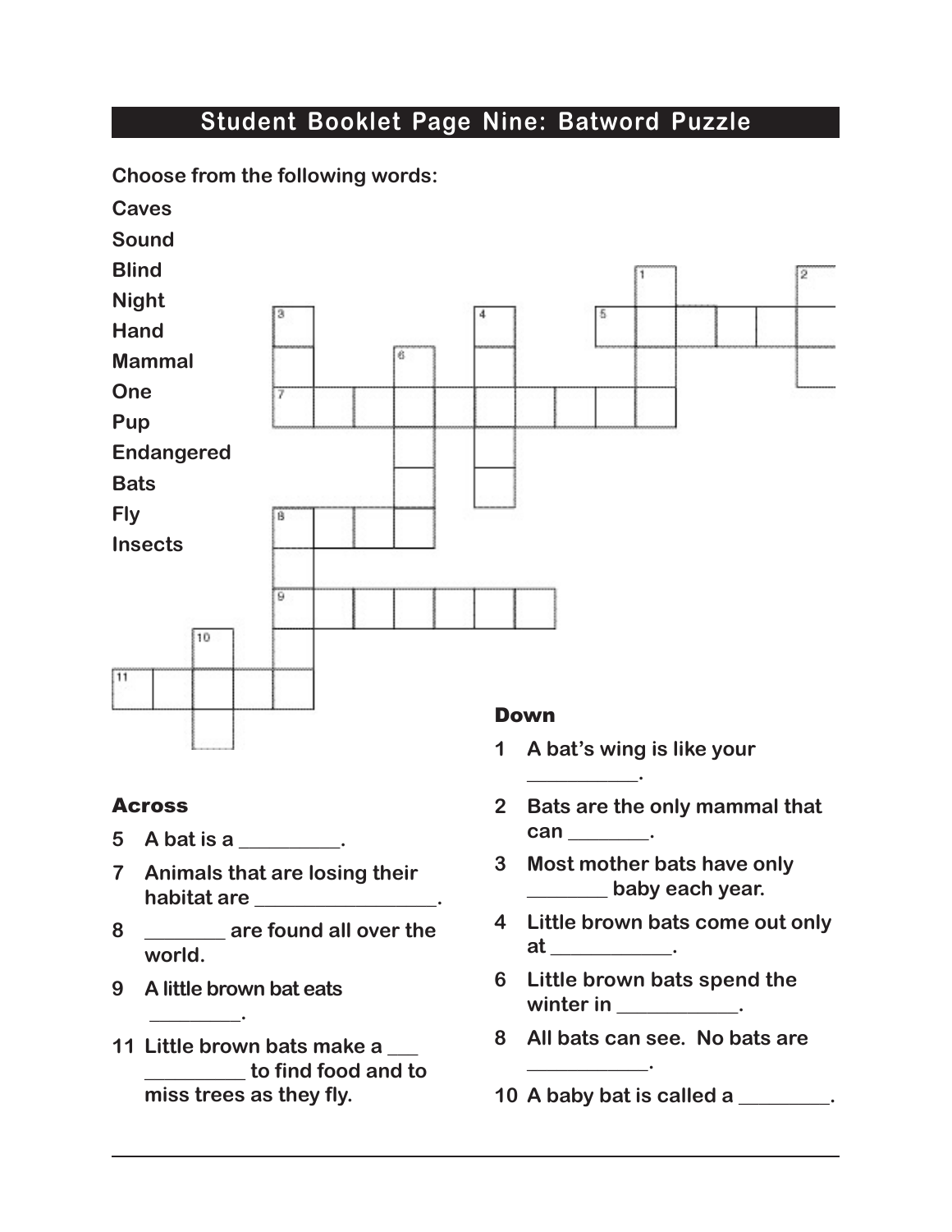## Student Booklet Page Nine: Batword Puzzle

Choose from the following words:

Caves
Sound
Blind
Night
Hand
Mammal
One
Pup
Endangered
Bats
Fly
Insects

### Across

5 A bat is a __________.

7 Animals that are losing their habitat are __________________.

8 ________ are found all over the world.

9 A little brown bat eats _________.

11 Little brown bats make a ___ __________ to find food and to miss trees as they fly.

### Down

1 A bat's wing is like your ___________.

2 Bats are the only mammal that can ________.

3 Most mother bats have only ________ baby each year.

4 Little brown bats come out only at ____________.

6 Little brown bats spend the winter in ____________.

8 All bats can see. No bats are ____________.

10 A baby bat is called a _________.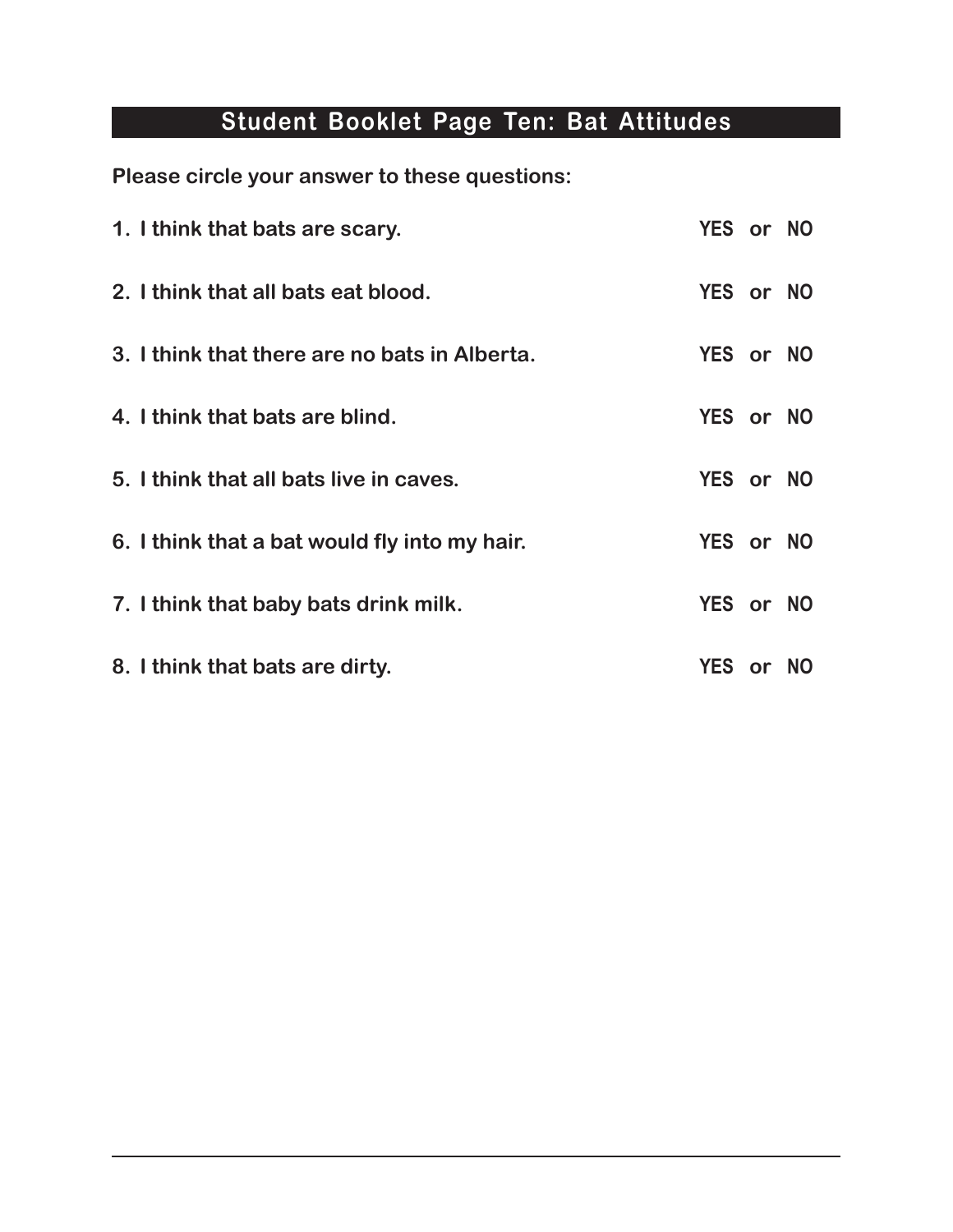## Student Booklet Page Ten: Bat Attitudes

**Please circle your answer to these questions:**

1. **I think that bats are scary.** **YES or NO**

2. **I think that all bats eat blood.** **YES or NO**

3. **I think that there are no bats in Alberta.** **YES or NO**

4. **I think that bats are blind.** **YES or NO**

5. **I think that all bats live in caves.** **YES or NO**

6. **I think that a bat would fly into my hair.** **YES or NO**

7. **I think that baby bats drink milk.** **YES or NO**

8. **I think that bats are dirty.** **YES or NO**